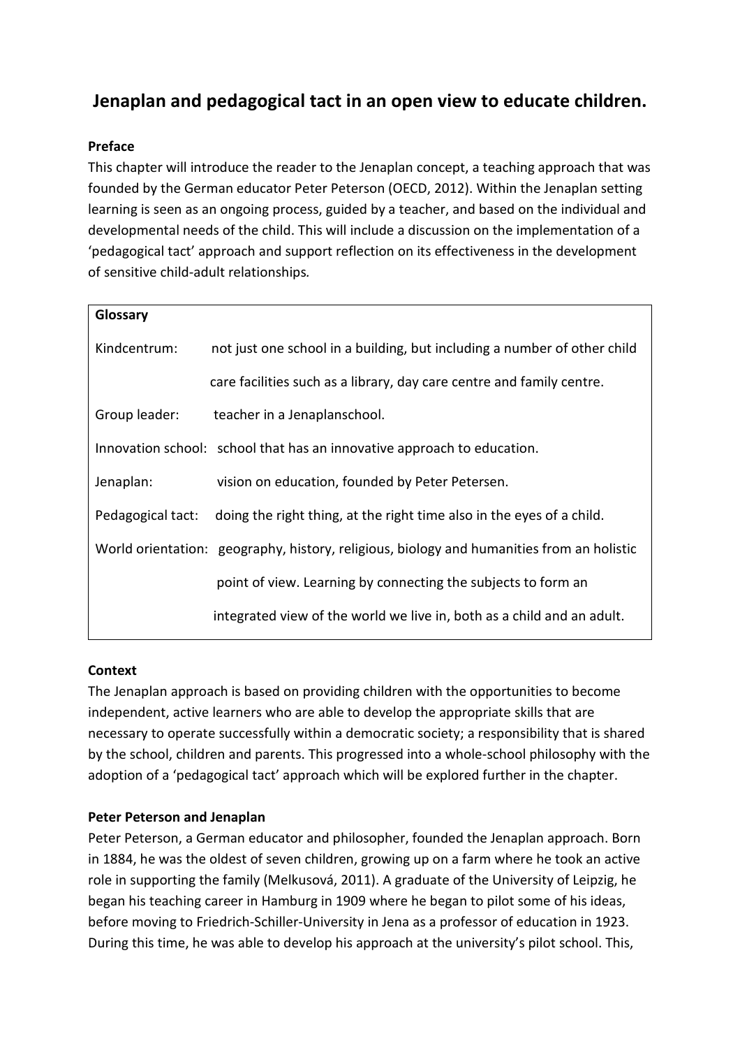# Jenaplan and pedagogical tact in an open view to educate children.

**Preface**

This chapter will introduce the reader to the Jenaplan concept, a teaching approach that was founded by the German educator Peter Peterson (OECD, 2012). Within the Jenaplan setting learning is seen as an ongoing process, guided by a teacher, and based on the individual and developmental needs of the child. This will include a discussion on the implementation of a 'pedagogical tact' approach and support reflection on its effectiveness in the development of sensitive child-adult relationships.

| **Glossary** | |
|---|---|
| Kindcentrum: | not just one school in a building, but including a number of other child care facilities such as a library, day care centre and family centre. |
| Group leader: | teacher in a Jenaplanschool. |
| Innovation school: | school that has an innovative approach to education. |
| Jenaplan: | vision on education, founded by Peter Petersen. |
| Pedagogical tact: | doing the right thing, at the right time also in the eyes of a child. |
| World orientation: | geography, history, religious, biology and humanities from an holistic point of view. Learning by connecting the subjects to form an integrated view of the world we live in, both as a child and an adult. |

**Context**

The Jenaplan approach is based on providing children with the opportunities to become independent, active learners who are able to develop the appropriate skills that are necessary to operate successfully within a democratic society; a responsibility that is shared by the school, children and parents. This progressed into a whole-school philosophy with the adoption of a 'pedagogical tact' approach which will be explored further in the chapter.

**Peter Peterson and Jenaplan**

Peter Peterson, a German educator and philosopher, founded the Jenaplan approach. Born in 1884, he was the oldest of seven children, growing up on a farm where he took an active role in supporting the family (Melkusová, 2011). A graduate of the University of Leipzig, he began his teaching career in Hamburg in 1909 where he began to pilot some of his ideas, before moving to Friedrich-Schiller-University in Jena as a professor of education in 1923. During this time, he was able to develop his approach at the university's pilot school. This,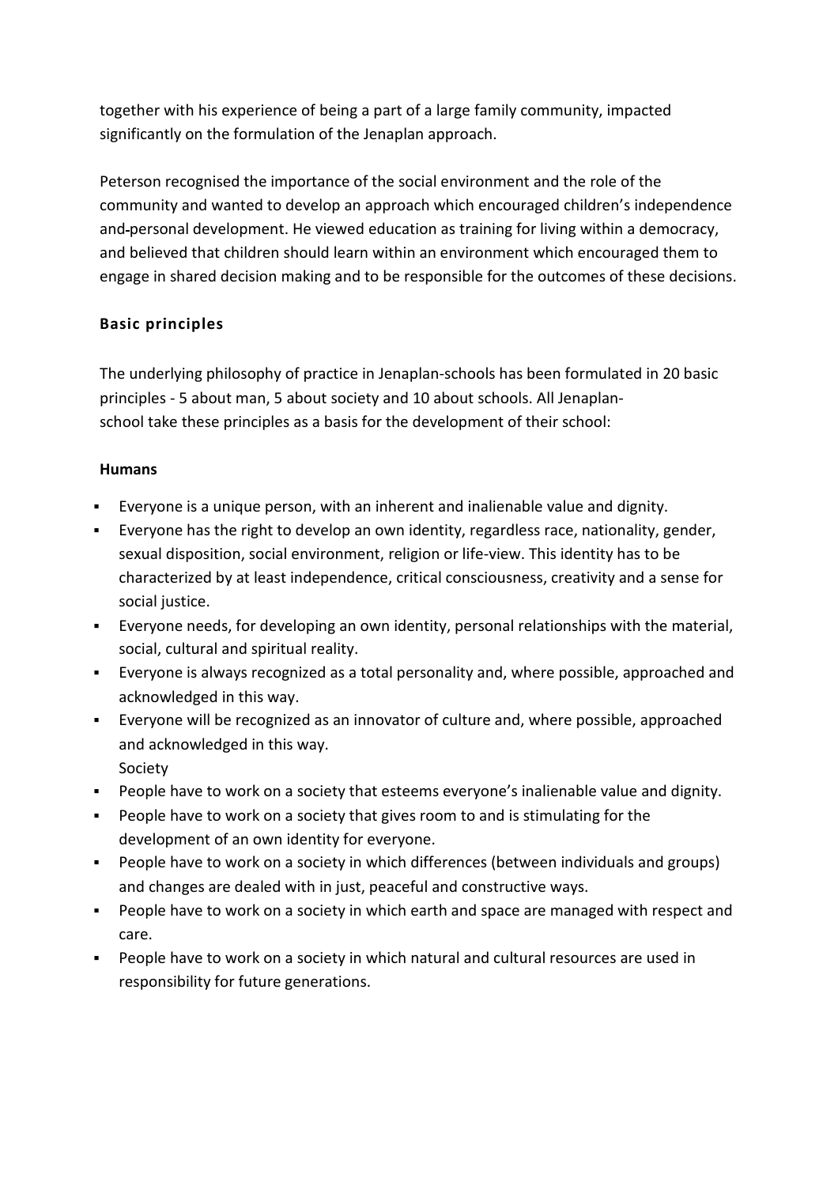together with his experience of being a part of a large family community, impacted significantly on the formulation of the Jenaplan approach.

Peterson recognised the importance of the social environment and the role of the community and wanted to develop an approach which encouraged children's independence and personal development. He viewed education as training for living within a democracy, and believed that children should learn within an environment which encouraged them to engage in shared decision making and to be responsible for the outcomes of these decisions.

### Basic principles

The underlying philosophy of practice in Jenaplan-schools has been formulated in 20 basic principles - 5 about man, 5 about society and 10 about schools. All Jenaplan-school take these principles as a basis for the development of their school:

#### Humans

- Everyone is a unique person, with an inherent and inalienable value and dignity.
- Everyone has the right to develop an own identity, regardless race, nationality, gender, sexual disposition, social environment, religion or life-view. This identity has to be characterized by at least independence, critical consciousness, creativity and a sense for social justice.
- Everyone needs, for developing an own identity, personal relationships with the material, social, cultural and spiritual reality.
- Everyone is always recognized as a total personality and, where possible, approached and acknowledged in this way.
- Everyone will be recognized as an innovator of culture and, where possible, approached and acknowledged in this way.

Society

- People have to work on a society that esteems everyone's inalienable value and dignity.
- People have to work on a society that gives room to and is stimulating for the development of an own identity for everyone.
- People have to work on a society in which differences (between individuals and groups) and changes are dealt with in just, peaceful and constructive ways.
- People have to work on a society in which earth and space are managed with respect and care.
- People have to work on a society in which natural and cultural resources are used in responsibility for future generations.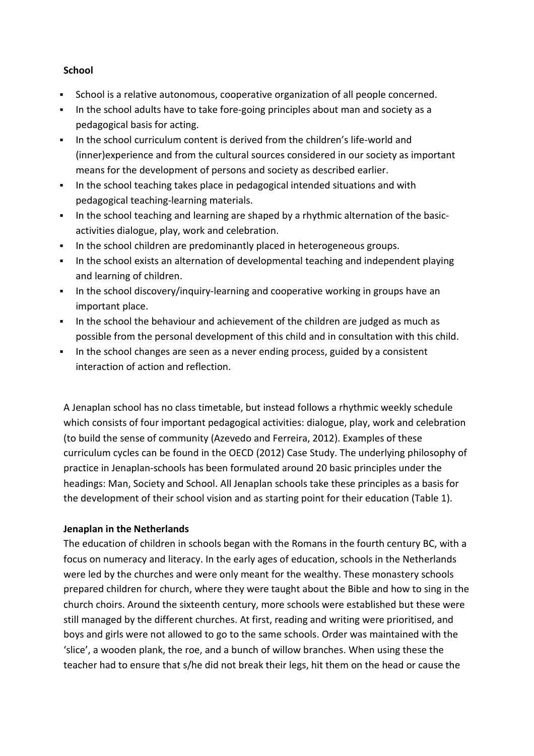**School**

- School is a relative autonomous, cooperative organization of all people concerned.
- In the school adults have to take fore-going principles about man and society as a pedagogical basis for acting.
- In the school curriculum content is derived from the children's life-world and (inner)experience and from the cultural sources considered in our society as important means for the development of persons and society as described earlier.
- In the school teaching takes place in pedagogical intended situations and with pedagogical teaching-learning materials.
- In the school teaching and learning are shaped by a rhythmic alternation of the basic-activities dialogue, play, work and celebration.
- In the school children are predominantly placed in heterogeneous groups.
- In the school exists an alternation of developmental teaching and independent playing and learning of children.
- In the school discovery/inquiry-learning and cooperative working in groups have an important place.
- In the school the behaviour and achievement of the children are judged as much as possible from the personal development of this child and in consultation with this child.
- In the school changes are seen as a never ending process, guided by a consistent interaction of action and reflection.

A Jenaplan school has no class timetable, but instead follows a rhythmic weekly schedule which consists of four important pedagogical activities: dialogue, play, work and celebration (to build the sense of community (Azevedo and Ferreira, 2012). Examples of these curriculum cycles can be found in the OECD (2012) Case Study. The underlying philosophy of practice in Jenaplan-schools has been formulated around 20 basic principles under the headings: Man, Society and School. All Jenaplan schools take these principles as a basis for the development of their school vision and as starting point for their education (Table 1).

**Jenaplan in the Netherlands**

The education of children in schools began with the Romans in the fourth century BC, with a focus on numeracy and literacy. In the early ages of education, schools in the Netherlands were led by the churches and were only meant for the wealthy. These monastery schools prepared children for church, where they were taught about the Bible and how to sing in the church choirs. Around the sixteenth century, more schools were established but these were still managed by the different churches. At first, reading and writing were prioritised, and boys and girls were not allowed to go to the same schools. Order was maintained with the 'slice', a wooden plank, the roe, and a bunch of willow branches. When using these the teacher had to ensure that s/he did not break their legs, hit them on the head or cause the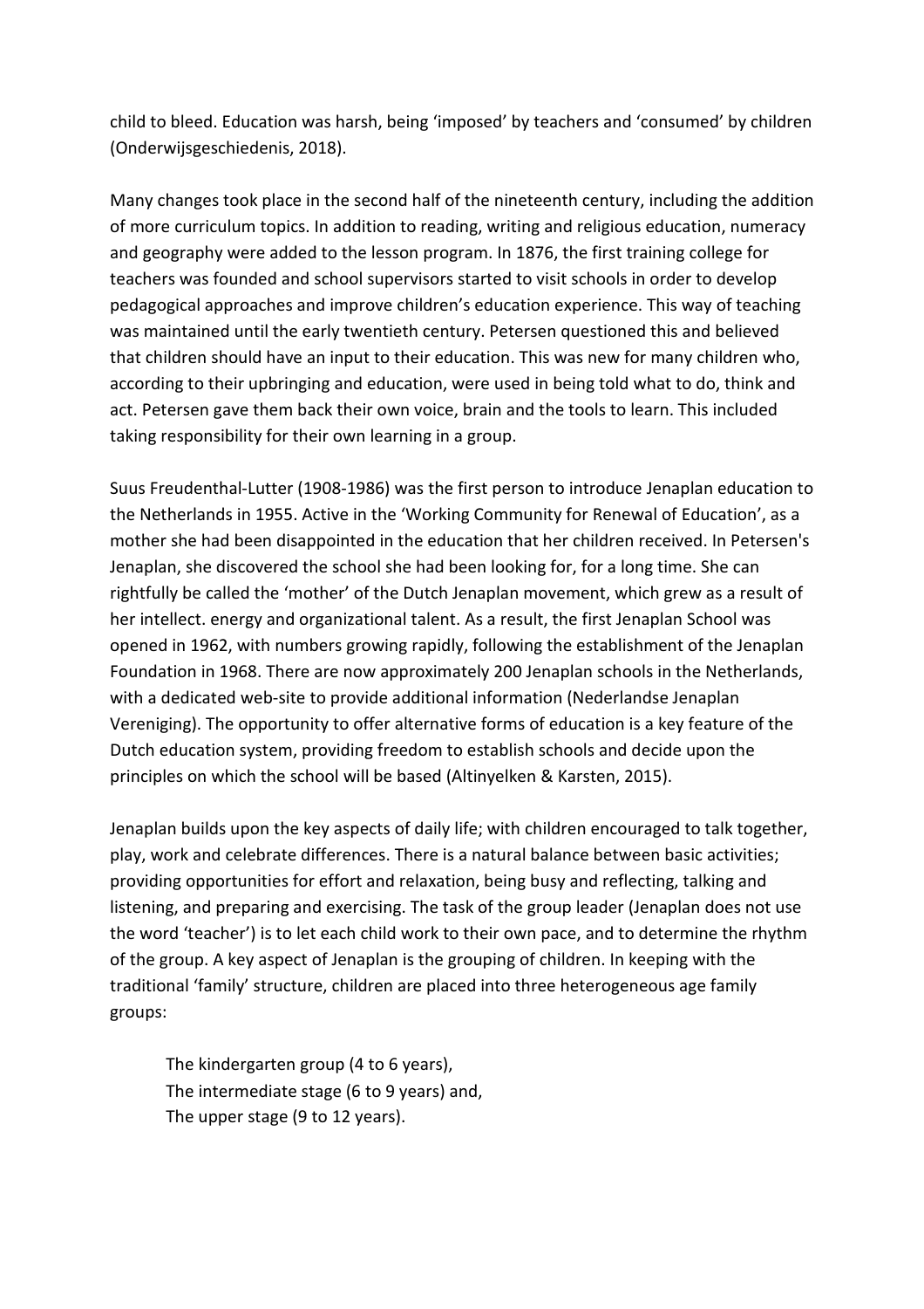child to bleed. Education was harsh, being 'imposed' by teachers and 'consumed' by children (Onderwijsgeschiedenis, 2018).

Many changes took place in the second half of the nineteenth century, including the addition of more curriculum topics. In addition to reading, writing and religious education, numeracy and geography were added to the lesson program. In 1876, the first training college for teachers was founded and school supervisors started to visit schools in order to develop pedagogical approaches and improve children's education experience. This way of teaching was maintained until the early twentieth century. Petersen questioned this and believed that children should have an input to their education. This was new for many children who, according to their upbringing and education, were used in being told what to do, think and act. Petersen gave them back their own voice, brain and the tools to learn. This included taking responsibility for their own learning in a group.

Suus Freudenthal-Lutter (1908-1986) was the first person to introduce Jenaplan education to the Netherlands in 1955. Active in the 'Working Community for Renewal of Education', as a mother she had been disappointed in the education that her children received. In Petersen's Jenaplan, she discovered the school she had been looking for, for a long time. She can rightfully be called the 'mother' of the Dutch Jenaplan movement, which grew as a result of her intellect. energy and organizational talent. As a result, the first Jenaplan School was opened in 1962, with numbers growing rapidly, following the establishment of the Jenaplan Foundation in 1968. There are now approximately 200 Jenaplan schools in the Netherlands, with a dedicated web-site to provide additional information (Nederlandse Jenaplan Vereniging). The opportunity to offer alternative forms of education is a key feature of the Dutch education system, providing freedom to establish schools and decide upon the principles on which the school will be based (Altinyelken & Karsten, 2015).

Jenaplan builds upon the key aspects of daily life; with children encouraged to talk together, play, work and celebrate differences. There is a natural balance between basic activities; providing opportunities for effort and relaxation, being busy and reflecting, talking and listening, and preparing and exercising. The task of the group leader (Jenaplan does not use the word 'teacher') is to let each child work to their own pace, and to determine the rhythm of the group. A key aspect of Jenaplan is the grouping of children. In keeping with the traditional 'family' structure, children are placed into three heterogeneous age family groups:

The kindergarten group (4 to 6 years),
The intermediate stage (6 to 9 years) and,
The upper stage (9 to 12 years).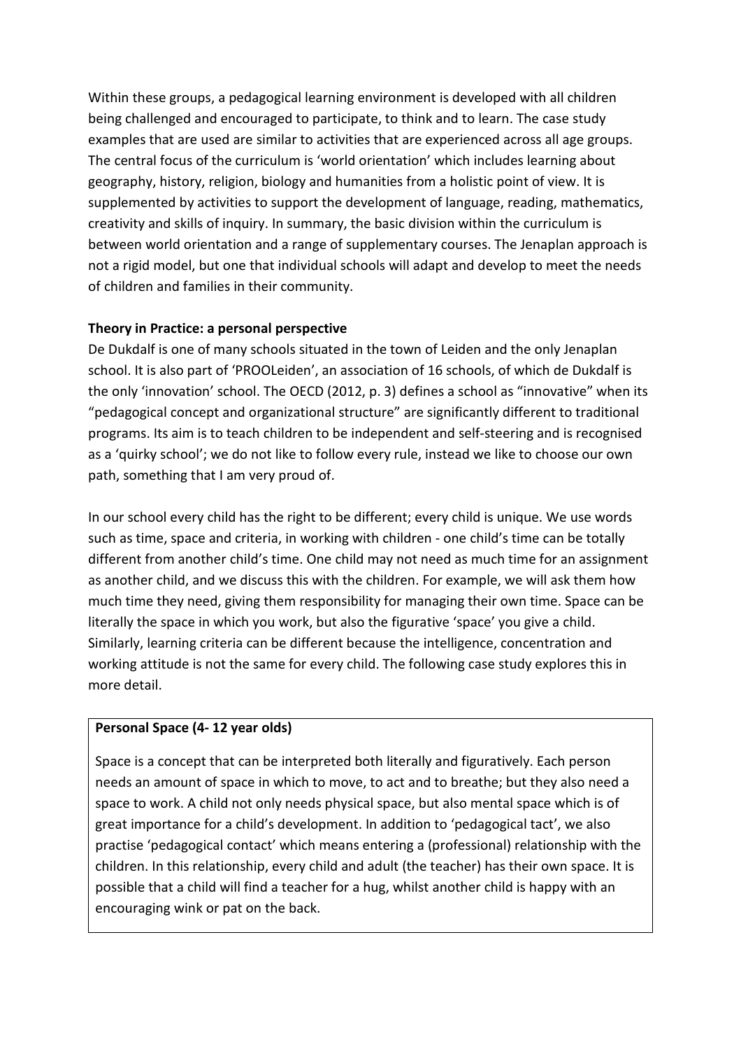Within these groups, a pedagogical learning environment is developed with all children being challenged and encouraged to participate, to think and to learn. The case study examples that are used are similar to activities that are experienced across all age groups. The central focus of the curriculum is 'world orientation' which includes learning about geography, history, religion, biology and humanities from a holistic point of view. It is supplemented by activities to support the development of language, reading, mathematics, creativity and skills of inquiry. In summary, the basic division within the curriculum is between world orientation and a range of supplementary courses. The Jenaplan approach is not a rigid model, but one that individual schools will adapt and develop to meet the needs of children and families in their community.

**Theory in Practice: a personal perspective**

De Dukdalf is one of many schools situated in the town of Leiden and the only Jenaplan school. It is also part of 'PROOLeiden', an association of 16 schools, of which de Dukdalf is the only 'innovation' school. The OECD (2012, p. 3) defines a school as "innovative" when its "pedagogical concept and organizational structure" are significantly different to traditional programs. Its aim is to teach children to be independent and self-steering and is recognised as a 'quirky school'; we do not like to follow every rule, instead we like to choose our own path, something that I am very proud of.

In our school every child has the right to be different; every child is unique. We use words such as time, space and criteria, in working with children - one child's time can be totally different from another child's time. One child may not need as much time for an assignment as another child, and we discuss this with the children. For example, we will ask them how much time they need, giving them responsibility for managing their own time. Space can be literally the space in which you work, but also the figurative 'space' you give a child. Similarly, learning criteria can be different because the intelligence, concentration and working attitude is not the same for every child. The following case study explores this in more detail.

**Personal Space (4- 12 year olds)**

Space is a concept that can be interpreted both literally and figuratively. Each person needs an amount of space in which to move, to act and to breathe; but they also need a space to work. A child not only needs physical space, but also mental space which is of great importance for a child's development. In addition to 'pedagogical tact', we also practise 'pedagogical contact' which means entering a (professional) relationship with the children. In this relationship, every child and adult (the teacher) has their own space. It is possible that a child will find a teacher for a hug, whilst another child is happy with an encouraging wink or pat on the back.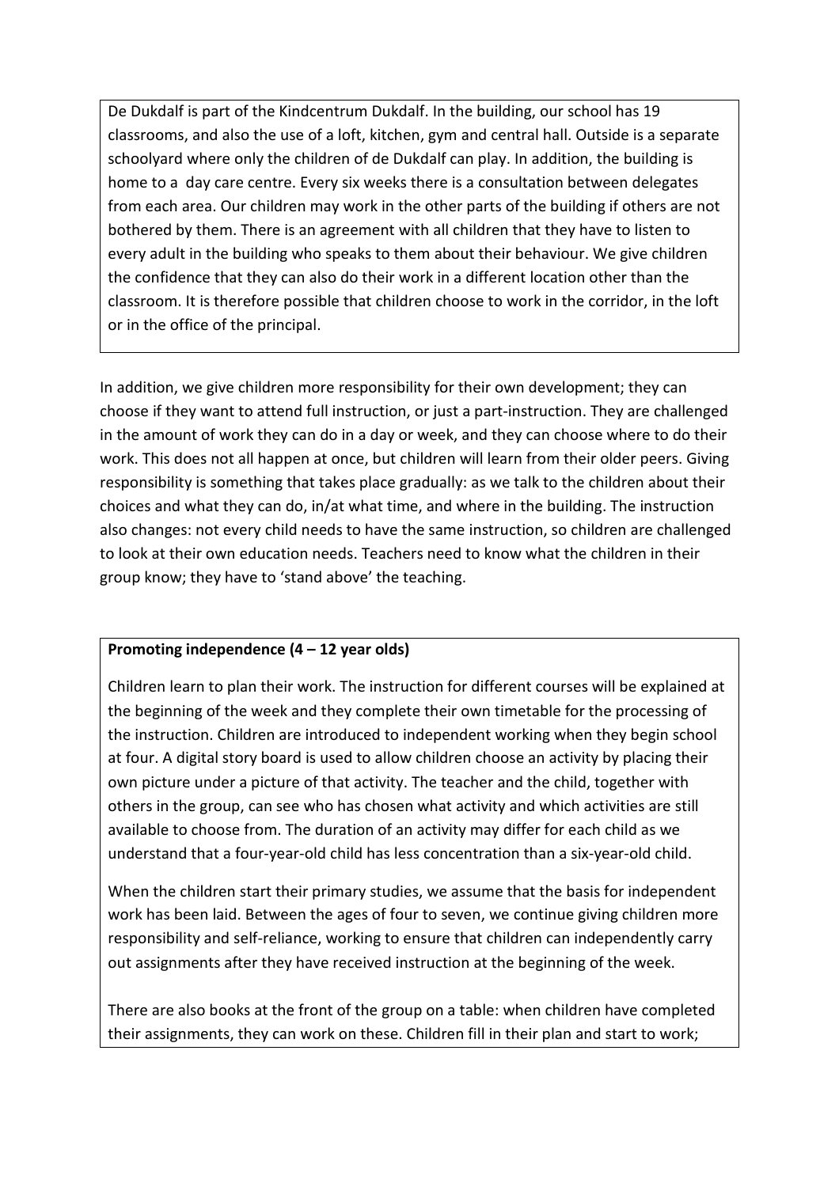De Dukdalf is part of the Kindcentrum Dukdalf. In the building, our school has 19 classrooms, and also the use of a loft, kitchen, gym and central hall. Outside is a separate schoolyard where only the children of de Dukdalf can play. In addition, the building is home to a day care centre. Every six weeks there is a consultation between delegates from each area. Our children may work in the other parts of the building if others are not bothered by them. There is an agreement with all children that they have to listen to every adult in the building who speaks to them about their behaviour. We give children the confidence that they can also do their work in a different location other than the classroom. It is therefore possible that children choose to work in the corridor, in the loft or in the office of the principal.

In addition, we give children more responsibility for their own development; they can choose if they want to attend full instruction, or just a part-instruction. They are challenged in the amount of work they can do in a day or week, and they can choose where to do their work. This does not all happen at once, but children will learn from their older peers. Giving responsibility is something that takes place gradually: as we talk to the children about their choices and what they can do, in/at what time, and where in the building. The instruction also changes: not every child needs to have the same instruction, so children are challenged to look at their own education needs. Teachers need to know what the children in their group know; they have to 'stand above' the teaching.

**Promoting independence (4 – 12 year olds)**

Children learn to plan their work. The instruction for different courses will be explained at the beginning of the week and they complete their own timetable for the processing of the instruction. Children are introduced to independent working when they begin school at four. A digital story board is used to allow children choose an activity by placing their own picture under a picture of that activity. The teacher and the child, together with others in the group, can see who has chosen what activity and which activities are still available to choose from. The duration of an activity may differ for each child as we understand that a four-year-old child has less concentration than a six-year-old child.

When the children start their primary studies, we assume that the basis for independent work has been laid. Between the ages of four to seven, we continue giving children more responsibility and self-reliance, working to ensure that children can independently carry out assignments after they have received instruction at the beginning of the week.

There are also books at the front of the group on a table: when children have completed their assignments, they can work on these. Children fill in their plan and start to work;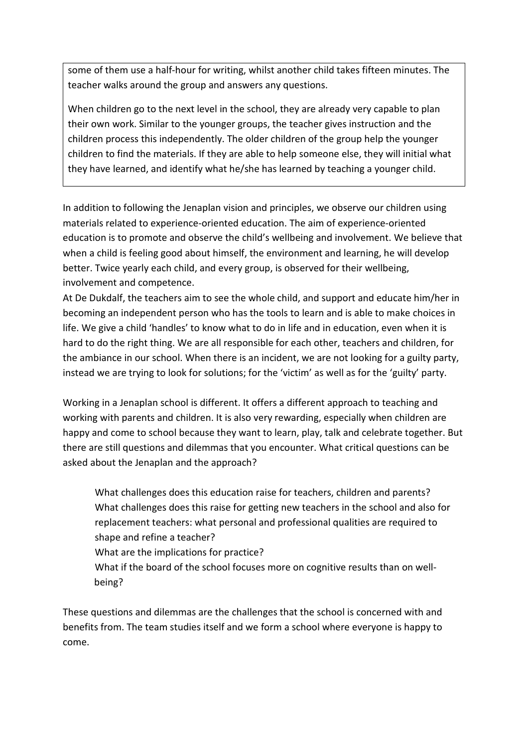some of them use a half-hour for writing, whilst another child takes fifteen minutes. The teacher walks around the group and answers any questions.

When children go to the next level in the school, they are already very capable to plan their own work. Similar to the younger groups, the teacher gives instruction and the children process this independently. The older children of the group help the younger children to find the materials. If they are able to help someone else, they will initial what they have learned, and identify what he/she has learned by teaching a younger child.

In addition to following the Jenaplan vision and principles, we observe our children using materials related to experience-oriented education. The aim of experience-oriented education is to promote and observe the child's wellbeing and involvement. We believe that when a child is feeling good about himself, the environment and learning, he will develop better. Twice yearly each child, and every group, is observed for their wellbeing, involvement and competence.
At De Dukdalf, the teachers aim to see the whole child, and support and educate him/her in becoming an independent person who has the tools to learn and is able to make choices in life. We give a child 'handles' to know what to do in life and in education, even when it is hard to do the right thing. We are all responsible for each other, teachers and children, for the ambiance in our school. When there is an incident, we are not looking for a guilty party, instead we are trying to look for solutions; for the 'victim' as well as for the 'guilty' party.

Working in a Jenaplan school is different. It offers a different approach to teaching and working with parents and children. It is also very rewarding, especially when children are happy and come to school because they want to learn, play, talk and celebrate together. But there are still questions and dilemmas that you encounter. What critical questions can be asked about the Jenaplan and the approach?

- What challenges does this education raise for teachers, children and parents?
- What challenges does this raise for getting new teachers in the school and also for replacement teachers: what personal and professional qualities are required to shape and refine a teacher?
- What are the implications for practice?
- What if the board of the school focuses more on cognitive results than on well-being?

These questions and dilemmas are the challenges that the school is concerned with and benefits from. The team studies itself and we form a school where everyone is happy to come.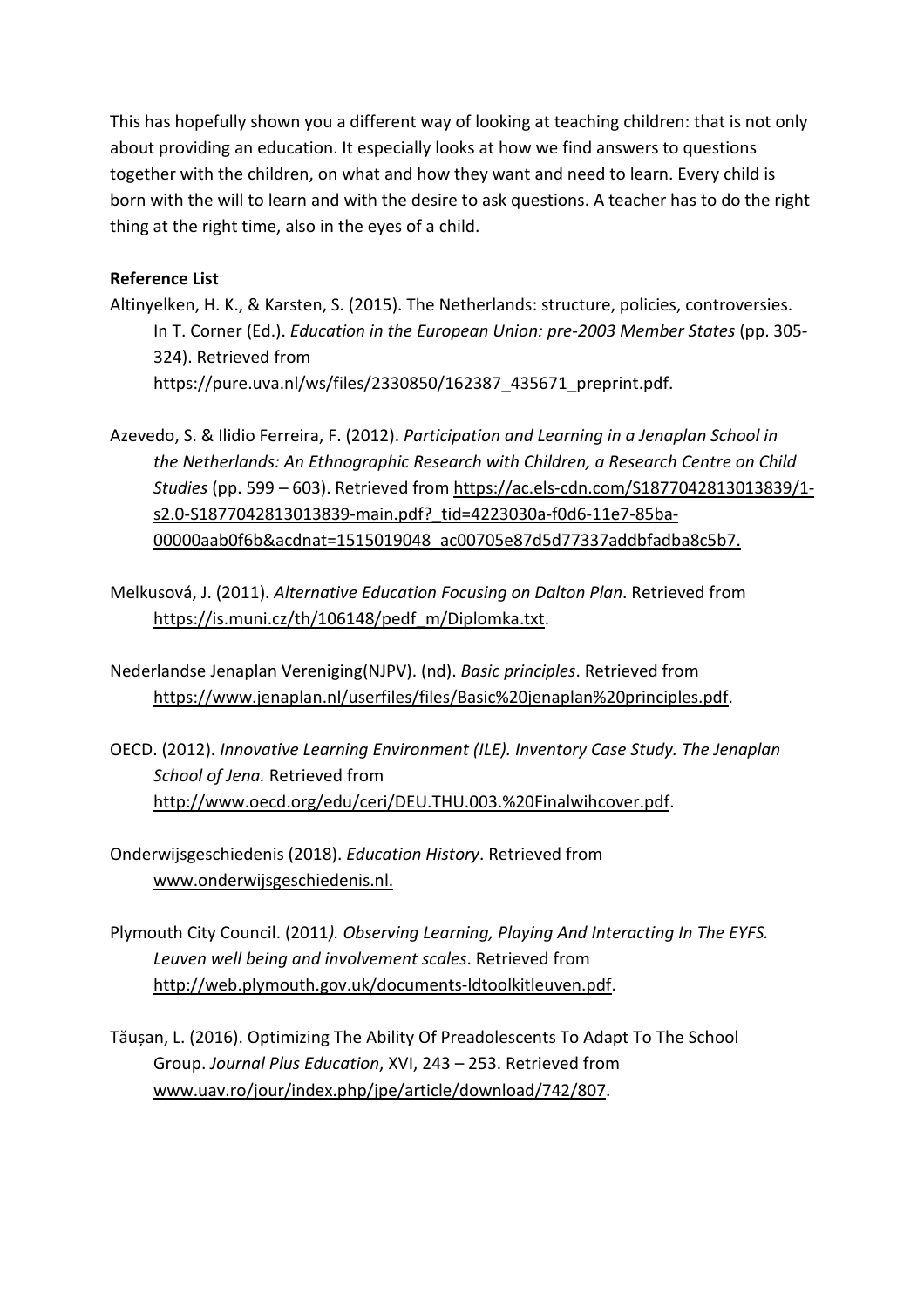This has hopefully shown you a different way of looking at teaching children: that is not only about providing an education. It especially looks at how we find answers to questions together with the children, on what and how they want and need to learn. Every child is born with the will to learn and with the desire to ask questions. A teacher has to do the right thing at the right time, also in the eyes of a child.

**Reference List**

Altinyelken, H. K., & Karsten, S. (2015). The Netherlands: structure, policies, controversies. In T. Corner (Ed.). *Education in the European Union: pre-2003 Member States* (pp. 305-324). Retrieved from https://pure.uva.nl/ws/files/2330850/162387_435671_preprint.pdf.

Azevedo, S. & Ilidio Ferreira, F. (2012). *Participation and Learning in a Jenaplan School in the Netherlands: An Ethnographic Research with Children, a Research Centre on Child Studies* (pp. 599 – 603). Retrieved from https://ac.els-cdn.com/S1877042813013839/1-s2.0-S1877042813013839-main.pdf?_tid=4223030a-f0d6-11e7-85ba-00000aab0f6b&acdnat=1515019048_ac00705e87d5d77337addbfadba8c5b7.

Melkusová, J. (2011). *Alternative Education Focusing on Dalton Plan*. Retrieved from https://is.muni.cz/th/106148/pedf_m/Diplomka.txt.

Nederlandse Jenaplan Vereniging(NJPV). (nd). *Basic principles*. Retrieved from https://www.jenaplan.nl/userfiles/files/Basic%20jenaplan%20principles.pdf.

OECD. (2012). *Innovative Learning Environment (ILE). Inventory Case Study. The Jenaplan School of Jena.* Retrieved from http://www.oecd.org/edu/ceri/DEU.THU.003.%20Finalwihcover.pdf.

Onderwijsgeschiedenis (2018). *Education History*. Retrieved from www.onderwijsgeschiedenis.nl.

Plymouth City Council. (2011*). Observing Learning, Playing And Interacting In The EYFS. Leuven well being and involvement scales*. Retrieved from http://web.plymouth.gov.uk/documents-ldtoolkitleuven.pdf.

Tăușan, L. (2016). Optimizing The Ability Of Preadolescents To Adapt To The School Group. *Journal Plus Education*, XVI, 243 – 253. Retrieved from www.uav.ro/jour/index.php/jpe/article/download/742/807.